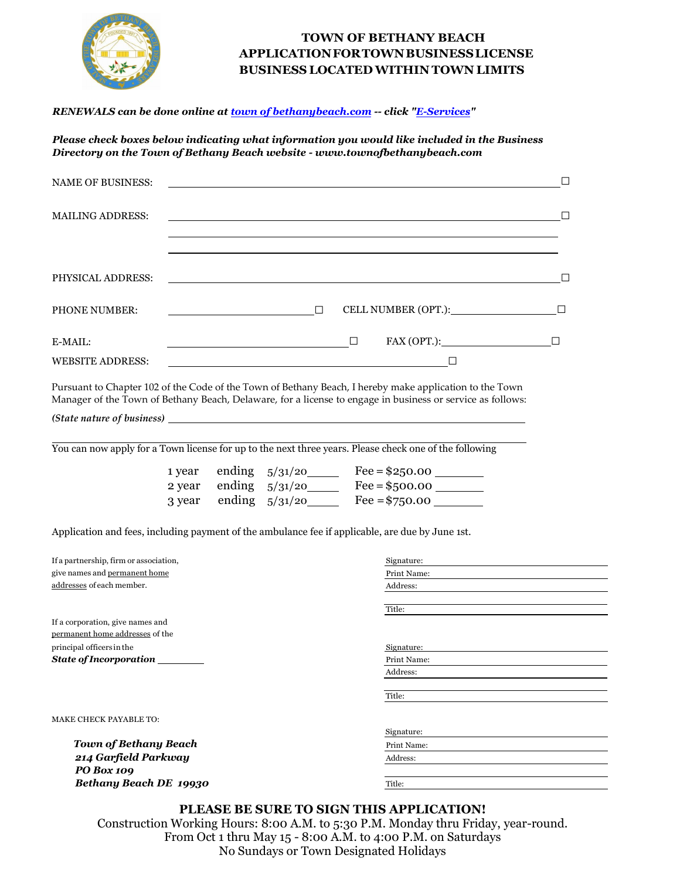# TOWN OF BETHANY BEACH
# APPLICATION FOR TOWN BUSINESS LICENSE
# BUSINESS LOCATED WITHIN TOWN LIMITS

***RENEWALS can be done online at [town of bethanybeach.com](town of bethanybeach.com) -- click "[E-Services](E-Services)"***

***Please check boxes below indicating what information you would like included in the Business Directory on the Town of Bethany Beach website - www.townofbethanybeach.com***

NAME OF BUSINESS: ______________________________________________ ☐

MAILING ADDRESS: ______________________________________________ ☐

______________________________________________

______________________________________________

PHYSICAL ADDRESS: ______________________________________________ ☐

PHONE NUMBER: ____________________ ☐ CELL NUMBER (OPT.): ____________________ ☐

E-MAIL: ____________________ ☐ FAX (OPT.): ____________________ ☐

WEBSITE ADDRESS: ______________________________________ ☐

Pursuant to Chapter 102 of the Code of the Town of Bethany Beach, I hereby make application to the Town Manager of the Town of Bethany Beach, Delaware, for a license to engage in business or service as follows:

*(State nature of business)* ______________________________________________

______________________________________________

You can now apply for a Town license for up to the next three years. Please check one of the following

| | | | |
|---|---|---|---|
| 1 year | ending | 5/31/20_____ | Fee = $250.00 ________ |
| 2 year | ending | 5/31/20_____ | Fee = $500.00 ________ |
| 3 year | ending | 5/31/20_____ | Fee = $750.00 ________ |

Application and fees, including payment of the ambulance fee if applicable, are due by June 1st.

If a partnership, firm or association, give names and permanent home addresses of each member.

If a corporation, give names and permanent home addresses of the principal officers in the ***State of Incorporation*** ________

Signature: ______________________
Print Name: ______________________
Address: ______________________
______________________
Title: ______________________

Signature: ______________________
Print Name: ______________________
Address: ______________________
______________________
Title: ______________________

Signature: ______________________
Print Name: ______________________
Address: ______________________
______________________
Title: ______________________

MAKE CHECK PAYABLE TO:

***Town of Bethany Beach***
***214 Garfield Parkway***
***PO Box 109***
***Bethany Beach DE 19930***

**PLEASE BE SURE TO SIGN THIS APPLICATION!**

Construction Working Hours: 8:00 A.M. to 5:30 P.M. Monday thru Friday, year-round.
From Oct 1 thru May 15 - 8:00 A.M. to 4:00 P.M. on Saturdays
No Sundays or Town Designated Holidays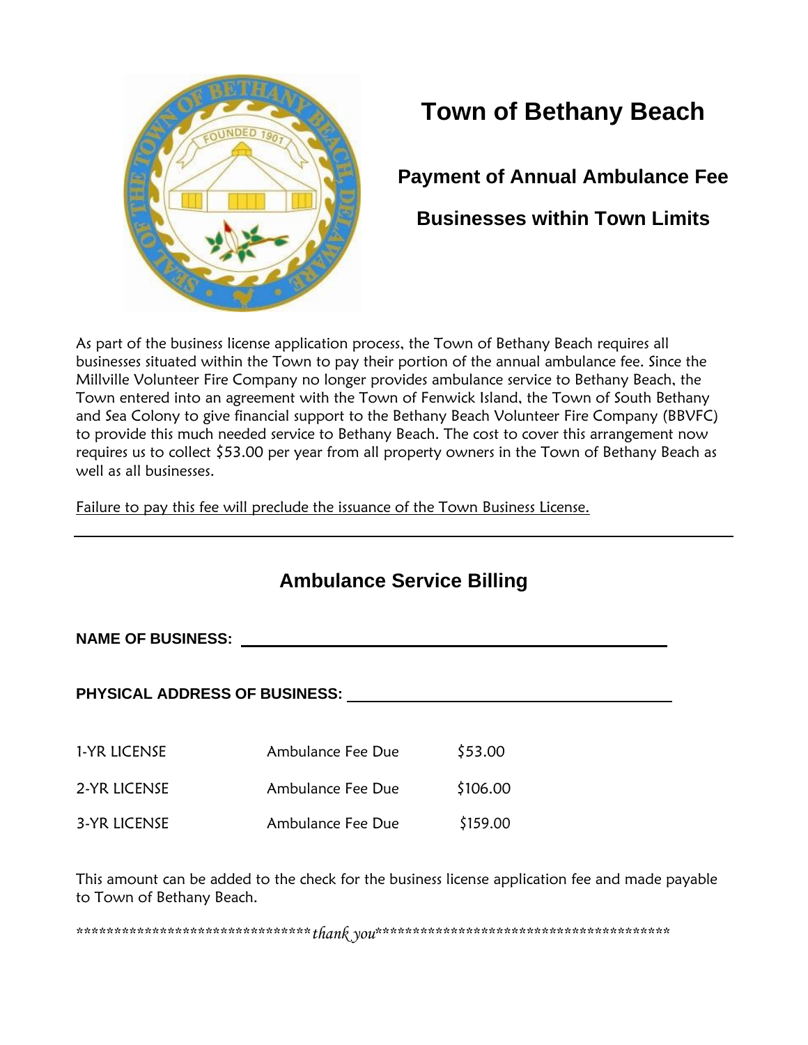# Town of Bethany Beach

## Payment of Annual Ambulance Fee

## Businesses within Town Limits

As part of the business license application process, the Town of Bethany Beach requires all businesses situated within the Town to pay their portion of the annual ambulance fee. Since the Millville Volunteer Fire Company no longer provides ambulance service to Bethany Beach, the Town entered into an agreement with the Town of Fenwick Island, the Town of South Bethany and Sea Colony to give financial support to the Bethany Beach Volunteer Fire Company (BBVFC) to provide this much needed service to Bethany Beach. The cost to cover this arrangement now requires us to collect $53.00 per year from all property owners in the Town of Bethany Beach as well as all businesses.

<u>Failure to pay this fee will preclude the issuance of the Town Business License.</u>

---

## Ambulance Service Billing

**NAME OF BUSINESS:** ______________________________________________

**PHYSICAL ADDRESS OF BUSINESS:** ____________________________________

| | | |
|---|---|---|
| 1-YR LICENSE | Ambulance Fee Due | $53.00 |
| 2-YR LICENSE | Ambulance Fee Due | $106.00 |
| 3-YR LICENSE | Ambulance Fee Due | $159.00 |

This amount can be added to the check for the business license application fee and made payable to Town of Bethany Beach.

******************************* *thank you* ****************************************